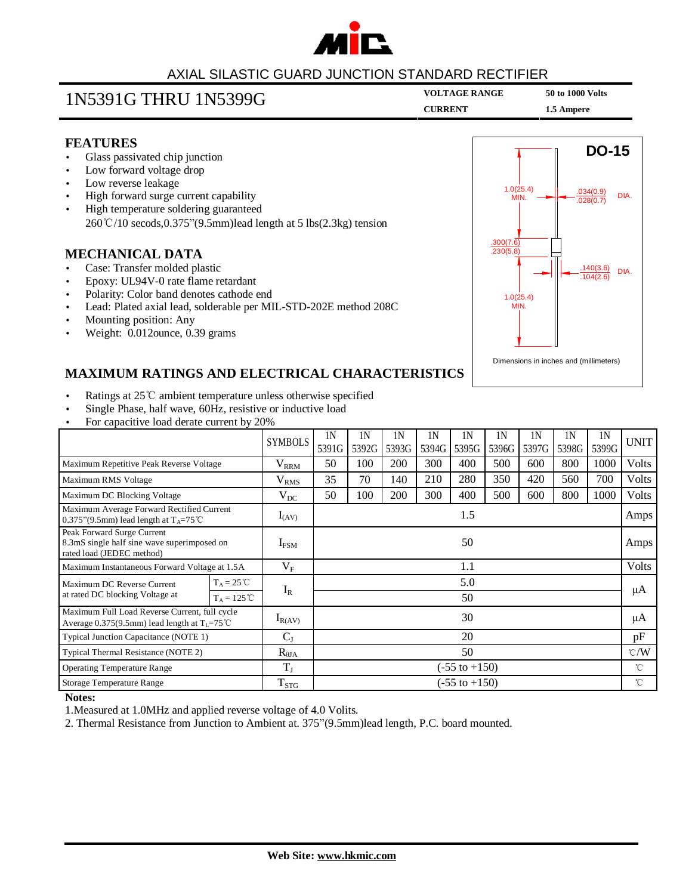AXIAL SILASTIC GUARD JUNCTION STANDARD RECTIFIER

# 1N5391G THRU 1N5399G

**VOLTAGE RANGE** 50 to 1000 Volts
**CURRENT** 1.5 Ampere

## FEATURES

- Glass passivated chip junction
- Low forward voltage drop
- Low reverse leakage
- High forward surge current capability
- High temperature soldering guaranteed
  260℃/10 secods,0.375"(9.5mm)lead length at 5 lbs(2.3kg) tension

## MECHANICAL DATA

- Case: Transfer molded plastic
- Epoxy: UL94V-0 rate flame retardant
- Polarity: Color band denotes cathode end
- Lead: Plated axial lead, solderable per MIL-STD-202E method 208C
- Mounting position: Any
- Weight: 0.012ounce, 0.39 grams

**DO-15**

1.0(25.4) MIN.
.034(0.9) / .028(0.7) DIA.
.300(7.6) / .230(5.8)
.140(3.6) / .104(2.6) DIA.
1.0(25.4) MIN.

Dimensions in inches and (millimeters)

## MAXIMUM RATINGS AND ELECTRICAL CHARACTERISTICS

- Ratings at 25℃ ambient temperature unless otherwise specified
- Single Phase, half wave, 60Hz, resistive or inductive load
- For capacitive load derate current by 20%

| | | SYMBOLS | 1N 5391G | 1N 5392G | 1N 5393G | 1N 5394G | 1N 5395G | 1N 5396G | 1N 5397G | 1N 5398G | 1N 5399G | UNIT |
|---|---|---|---|---|---|---|---|---|---|---|---|---|
| Maximum Repetitive Peak Reverse Voltage | | $V_{RRM}$ | 50 | 100 | 200 | 300 | 400 | 500 | 600 | 800 | 1000 | Volts |
| Maximum RMS Voltage | | $V_{RMS}$ | 35 | 70 | 140 | 210 | 280 | 350 | 420 | 560 | 700 | Volts |
| Maximum DC Blocking Voltage | | $V_{DC}$ | 50 | 100 | 200 | 300 | 400 | 500 | 600 | 800 | 1000 | Volts |
| Maximum Average Forward Rectified Current 0.375"(9.5mm) lead length at $T_A$=75℃ | | $I_{(AV)}$ | 1.5 | | | | | | | | | Amps |
| Peak Forward Surge Current 8.3mS single half sine wave superimposed on rated load (JEDEC method) | | $I_{FSM}$ | 50 | | | | | | | | | Amps |
| Maximum Instantaneous Forward Voltage at 1.5A | | $V_F$ | 1.1 | | | | | | | | | Volts |
| Maximum DC Reverse Current at rated DC blocking Voltage at | $T_A$ = 25℃ | $I_R$ | 5.0 | | | | | | | | | μA |
| | $T_A$ = 125℃ | | 50 | | | | | | | | | |
| Maximum Full Load Reverse Current, full cycle Average 0.375(9.5mm) lead length at $T_L$=75℃ | | $I_{R(AV)}$ | 30 | | | | | | | | | μA |
| Typical Junction Capacitance (NOTE 1) | | $C_J$ | 20 | | | | | | | | | pF |
| Typical Thermal Resistance (NOTE 2) | | $R_{\theta JA}$ | 50 | | | | | | | | | ℃/W |
| Operating Temperature Range | | $T_J$ | (-55 to +150) | | | | | | | | | ℃ |
| Storage Temperature Range | | $T_{STG}$ | (-55 to +150) | | | | | | | | | ℃ |

**Notes:**

1.Measured at 1.0MHz and applied reverse voltage of 4.0 Volits.

2. Thermal Resistance from Junction to Ambient at. 375"(9.5mm)lead length, P.C. board mounted.

**Web Site: www.hkmic.com**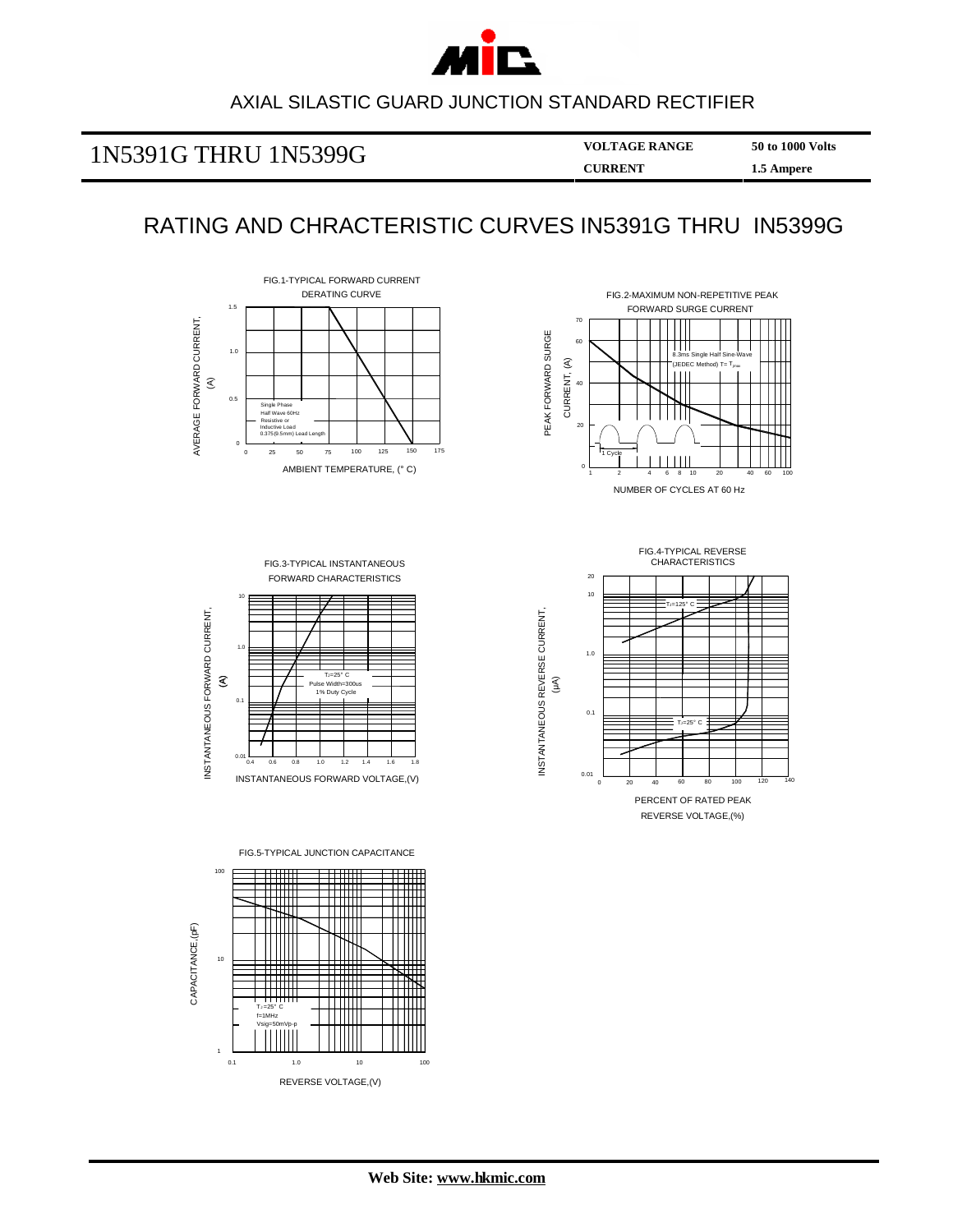AXIAL SILASTIC GUARD JUNCTION STANDARD RECTIFIER

# 1N5391G THRU 1N5399G

**VOLTAGE RANGE** **50 to 1000 Volts**
**CURRENT** **1.5 Ampere**

## RATING AND CHRACTERISTIC CURVES IN5391G THRU IN5399G

FIG.1-TYPICAL FORWARD CURRENT DERATING CURVE

AVERAGE FORWARD CURRENT, (A)

1.5
1.0
0.5
0

Single Phase
Half Wave 60Hz
Resistive or
Inductive Load
0.375(9.5mm) Lead Length

0 25 50 75 100 125 150 175

AMBIENT TEMPERATURE, (° C)

FIG.2-MAXIMUM NON-REPETITIVE PEAK FORWARD SURGE CURRENT

PEAK FORWARD SURGE CURRENT, (A)

70
60
40
20
0

8.3ms Single Half Sine-Wave
(JEDEC Method) $T = T_{jmax}$

1 Cycle

1 2 4 6 8 10 20 40 60 100

NUMBER OF CYCLES AT 60 Hz

FIG.3-TYPICAL INSTANTANEOUS FORWARD CHARACTERISTICS

INSTANTANEOUS FORWARD CURRENT, (A)

10
1.0
0.1
0.01

$T_J=25°$ C
Pulse Width=300us
1% Duty Cycle

0.4 0.6 0.8 1.0 1.2 1.4 1.6 1.8

INSTANTANEOUS FORWARD VOLTAGE,(V)

FIG.4-TYPICAL REVERSE CHARACTERISTICS

INSTANTANEOUS REVERSE CURRENT, (μA)

20
10
1.0
0.1
0.01

$T_J=125°$ C

$T_J=25°$ C

0 20 40 60 80 100 120 140

PERCENT OF RATED PEAK REVERSE VOLTAGE,(%)

FIG.5-TYPICAL JUNCTION CAPACITANCE

CAPACITANCE,(pF)

100
10
1

$T_J=25°$ C
f=1MHz
Vsig=50mVp-p

0.1 1.0 10 100

REVERSE VOLTAGE,(V)

**Web Site: www.hkmic.com**